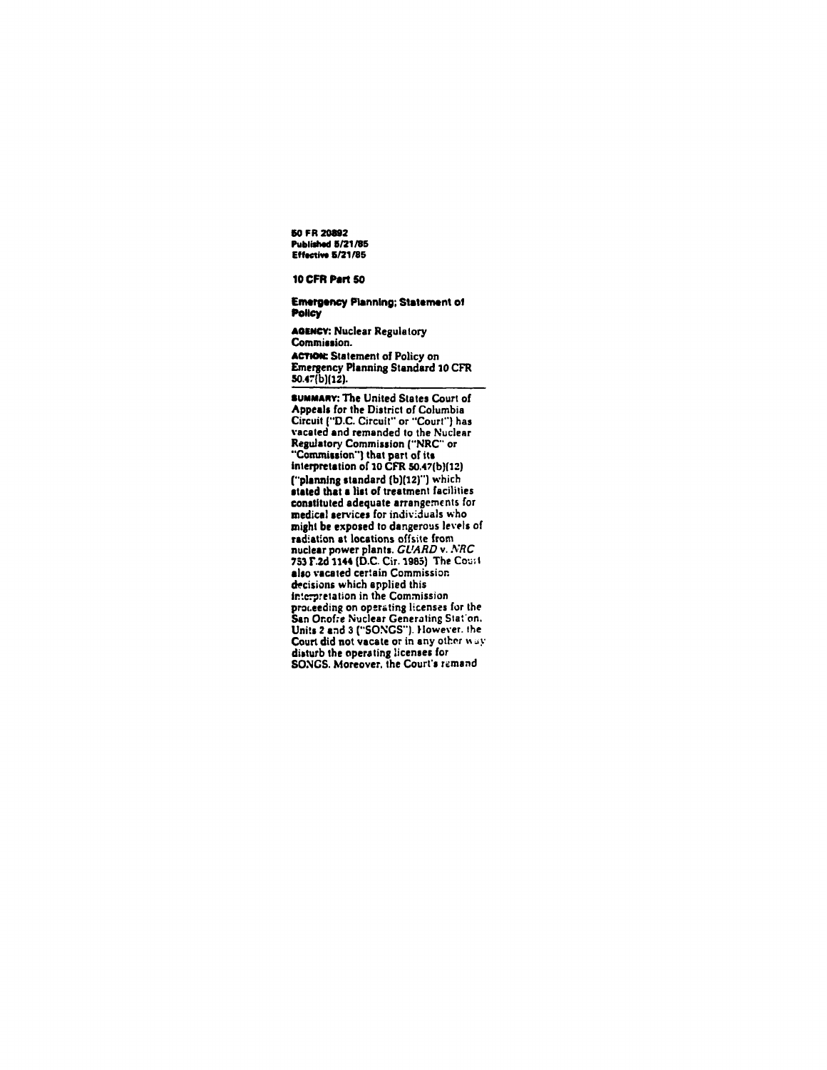**50 FR 20892**
**Published 5/21/85**
**Effective 5/21/85**

**10 CFR Part 50**

**Emergency Planning; Statement of Policy**

**AGENCY:** Nuclear Regulatory Commission.

**ACTION:** Statement of Policy on Emergency Planning Standard 10 CFR 50.47(b)(12).

**SUMMARY:** The United States Court of Appeals for the District of Columbia Circuit ("D.C. Circuit" or "Court") has vacated and remanded to the Nuclear Regulatory Commission ("NRC" or "Commission") that part of its interpretation of 10 CFR 50.47(b)(12) ("planning standard (b)(12)") which stated that a list of treatment facilities constituted adequate arrangements for medical services for individuals who might be exposed to dangerous levels of radiation at locations offsite from nuclear power plants. *GUARD* v. *NRC* 753 F.2d 1144 (D.C. Cir. 1985) The Court also vacated certain Commission decisions which applied this interpretation in the Commission proceeding on operating licenses for the San Onofre Nuclear Generating Station, Units 2 and 3 ("SONGS"). However, the Court did not vacate or in any other way disturb the operating licenses for SONGS. Moreover, the Court's remand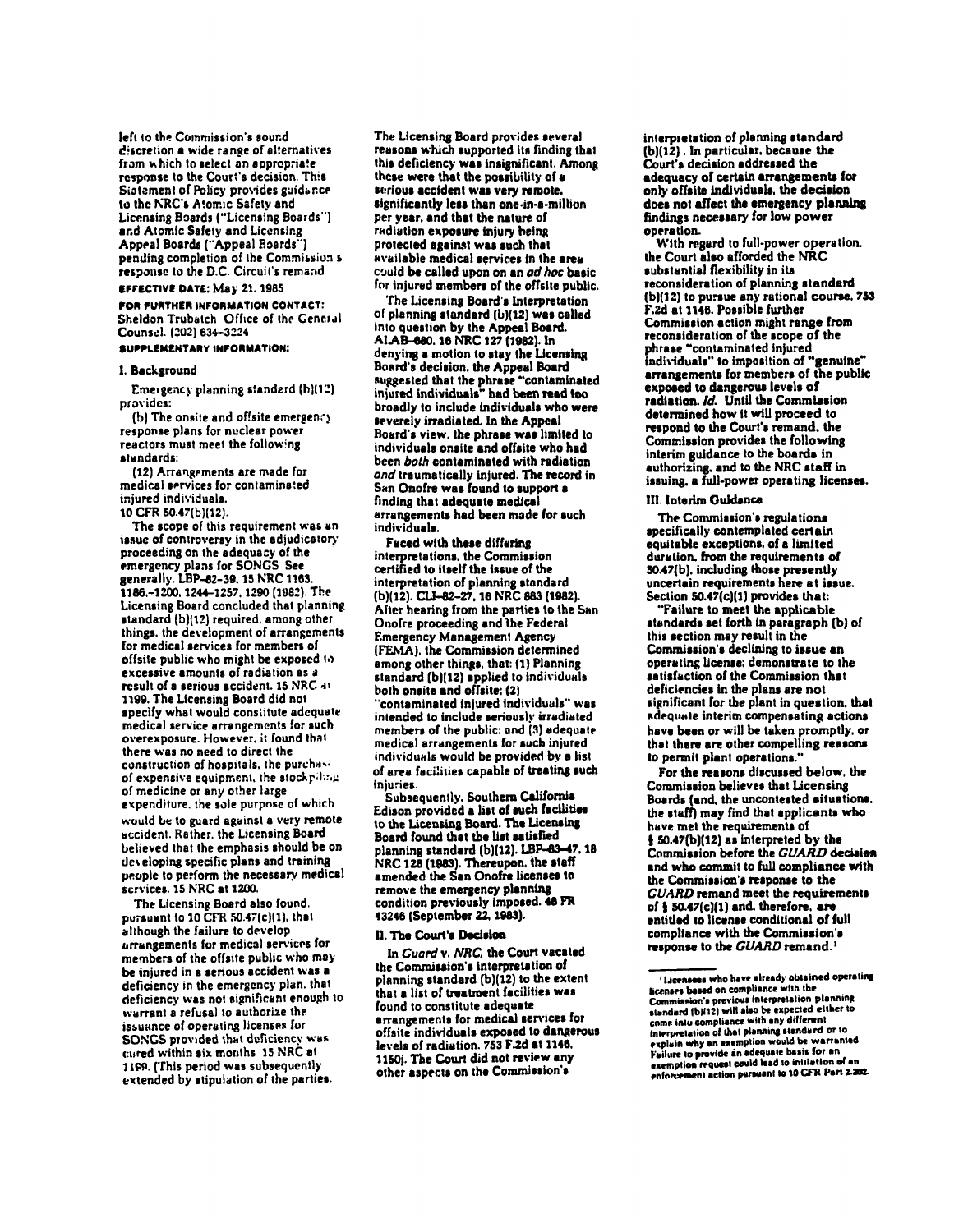left to the Commission's sound discretion a wide range of alternatives from which to select an appropriate response to the Court's decision. This Statement of Policy provides guidance to the NRC's Atomic Safety and Licensing Boards ("Licensing Boards") and Atomic Safety and Licensing Appeal Boards ("Appeal Boards") pending completion of the Commission's response to the D.C. Circuit's remand

**EFFECTIVE DATE:** May 21, 1985

**FOR FURTHER INFORMATION CONTACT:** Sheldon Trubatch Office of the General Counsel. (202) 634-3224

**SUPPLEMENTARY INFORMATION:**

## I. Background

Emergency planning standard (b)(12) provides:

(b) The onsite and offsite emergency response plans for nuclear power reactors must meet the following standards:

(12) Arrangements are made for medical services for contaminated injured individuals.

10 CFR 50.47(b)(12).

The scope of this requirement was an issue of controversy in the adjudicatory proceeding on the adequacy of the emergency plans for SONGS See generally. LBP-82-39, 15 NRC 1163, 1186.-1200, 1244-1257, 1290 (1982). The Licensing Board concluded that planning standard (b)(12) required, among other things, the development of arrangements for medical services for members of offsite public who might be exposed to excessive amounts of radiation as a result of a serious accident. 15 NRC at 1199. The Licensing Board did not specify what would constitute adequate medical service arrangements for such overexposure. However, it found that there was no need to direct the construction of hospitals, the purchase of expensive equipment, the stockpiling of medicine or any other large expenditure, the sole purpose of which would be to guard against a very remote accident. Rather, the Licensing Board believed that the emphasis should be on developing specific plans and training people to perform the necessary medical services. 15 NRC at 1200.

The Licensing Board also found, pursuant to 10 CFR 50.47(c)(1), that although the failure to develop arrangements for medical services for members of the offsite public who may be injured in a serious accident was a deficiency in the emergency plan, that deficiency was not significant enough to warrant a refusal to authorize the issuance of operating licenses for SONGS provided that deficiency was cured within six months 15 NRC at 1189. (This period was subsequently extended by stipulation of the parties.

The Licensing Board provides several reasons which supported its finding that this deficiency was insignificant. Among these were that the possibility of a serious accident was very remote, significantly less than one-in-a-million per year, and that the nature of radiation exposure injury being protected against was such that available medical services in the area could be called upon on an *ad hoc* basic for injured members of the offsite public.

The Licensing Board's interpretation of planning standard (b)(12) was called into question by the Appeal Board. ALAB-680, 16 NRC 127 (1982). In denying a motion to stay the Licensing Board's decision, the Appeal Board suggested that the phrase "contaminated injured individuals" had been read too broadly to include individuals who were severely irradiated. In the Appeal Board's view, the phrase was limited to individuals onsite and offsite who had been *both* contaminated with radiation *and* traumatically injured. The record in San Onofre was found to support a finding that adequate medical arrangements had been made for such individuals.

Faced with these differing interpretations, the Commission certified to itself the issue of the interpretation of planning standard (b)(12). CLI-82-27, 16 NRC 883 (1982). After hearing from the parties to the San Onofre proceeding and the Federal Emergency Management Agency (FEMA), the Commission determined among other things, that: (1) Planning standard (b)(12) applied to individuals both onsite and offsite; (2) "contaminated injured individuals" was intended to include seriously irradiated members of the public; and (3) adequate medical arrangements for such injured individuals would be provided by a list of area facilities capable of treating such injuries.

Subsequently, Southern California Edison provided a list of such facilities to the Licensing Board. The Licensing Board found that the list satisfied planning standard (b)(12). LBP-83-47, 18 NRC 128 (1983). Thereupon, the staff amended the San Onofre licenses to remove the emergency planning condition previously imposed. 48 FR 43246 (September 22, 1983).

## II. The Court's Decision

In *Guard* v. *NRC*, the Court vacated the Commission's interpretation of planning standard (b)(12) to the extent that a list of treatment facilities was found to constitute adequate arrangements for medical services for offsite individuals exposed to dangerous levels of radiation. 753 F.2d at 1146, 1150). The Court did not review any other aspects on the Commission's interpretation of planning standard (b)(12). In particular, because the Court's decision addressed the adequacy of certain arrangements for only offsite individuals, the decision does not affect the emergency planning findings necessary for low power operation.

With regard to full-power operation, the Court also afforded the NRC substantial flexibility in its reconsideration of planning standard (b)(12) to pursue any rational course. 753 F.2d at 1146. Possible further Commission action might range from reconsideration of the scope of the phrase "contaminated injured individuals" to imposition of "genuine" arrangements for members of the public exposed to dangerous levels of radiation. *Id.* Until the Commission determined how it will proceed to respond to the Court's remand, the Commission provides the following interim guidance to the boards in authorizing, and to the NRC staff in issuing, a full-power operating licenses.

## III. Interim Guidance

The Commission's regulations specifically contemplated certain equitable exceptions, of a limited duration, from the requirements of 50.47(b), including those presently uncertain requirements here at issue. Section 50.47(c)(1) provides that:

"Failure to meet the applicable standards set forth in paragraph (b) of this section may result in the Commission's declining to issue an operating license; demonstrate to the satisfaction of the Commission that deficiencies in the plans are not significant for the plant in question, that adequate interim compensating actions have been or will be taken promptly, or that there are other compelling reasons to permit plant operations."

For the reasons discussed below, the Commission believes that Licensing Boards (and, the uncontested situations, the staff) may find that applicants who have met the requirements of § 50.47(b)(12) as interpreted by the Commission before the *GUARD* decision and who commit to full compliance with the Commission's response to the *GUARD* remand meet the requirements of § 50.47(c)(1) and, therefore, are entitled to license conditional of full compliance with the Commission's response to the *GUARD* remand.[1]

---

[1] Licensees who have already obtained operating licenses based on compliance with the Commission's previous interpretation planning standard (b)(12) will also be expected either to come into compliance with any different interpretation of that planning standard or to explain why an exemption would be warranted. Failure to provide an adequate basis for an exemption request could lead to initiation of an enforcement action pursuant to 10 CFR Part 2.202.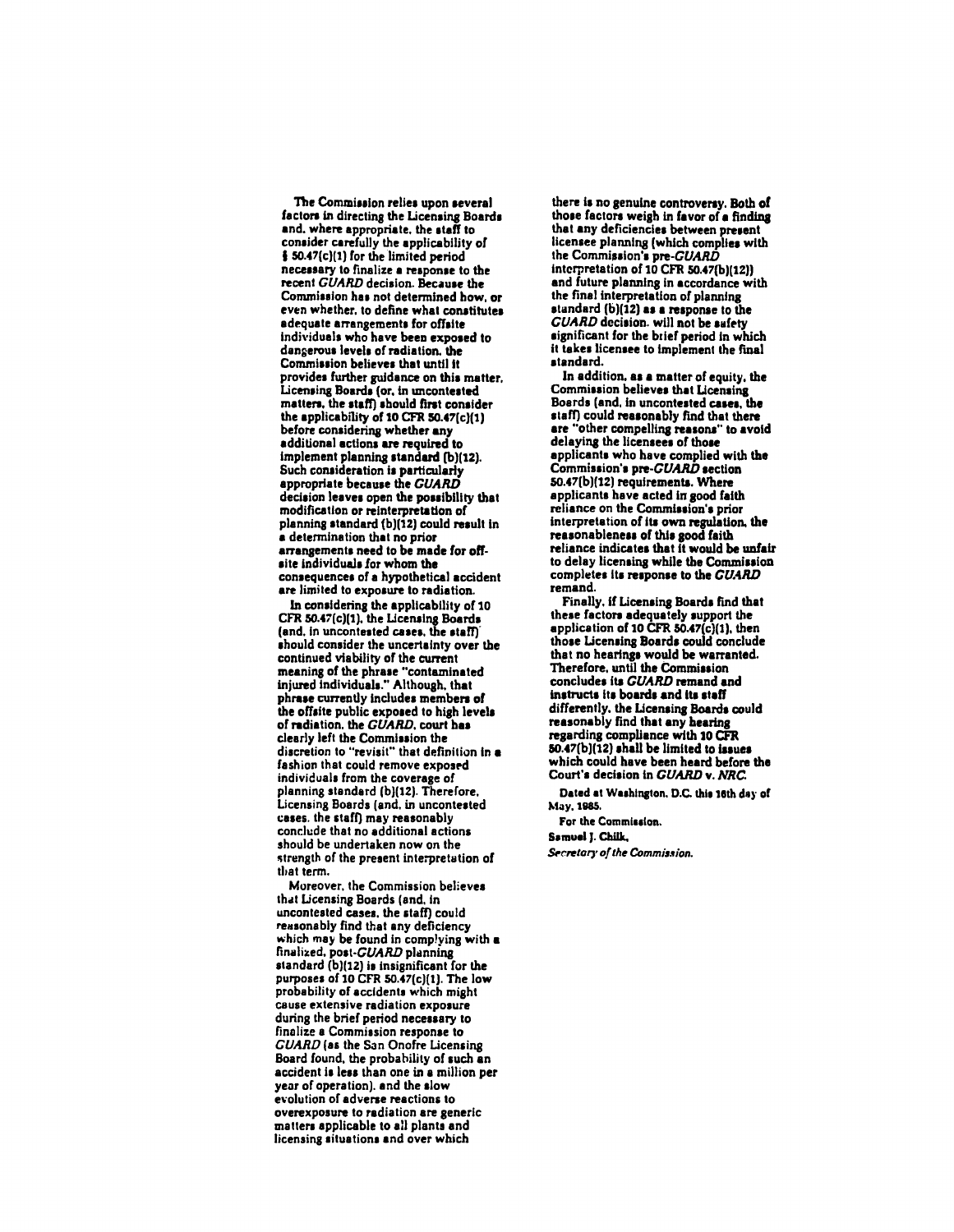The Commission relies upon several factors in directing the Licensing Boards and, where appropriate, the staff to consider carefully the applicability of § 50.47(c)(1) for the limited period necessary to finalize a response to the recent *GUARD* decision. Because the Commission has not determined how, or even whether, to define what constitutes adequate arrangements for offsite individuals who have been exposed to dangerous levels of radiation, the Commission believes that until it provides further guidance on this matter, Licensing Boards (or, in uncontested matters, the staff) should first consider the applicability of 10 CFR 50.47(c)(1) before considering whether any additional actions are required to implement planning standard (b)(12). Such consideration is particularly appropriate because the *GUARD* decision leaves open the possibility that modification or reinterpretation of planning standard (b)(12) could result in a determination that no prior arrangements need to be made for off-site individuals for whom the consequences of a hypothetical accident are limited to exposure to radiation.

In considering the applicability of 10 CFR 50.47(c)(1), the Licensing Boards (and, in uncontested cases, the staff) should consider the uncertainty over the continued viability of the current meaning of the phrase "contaminated injured individuals." Although, that phrase currently includes members of the offsite public exposed to high levels of radiation, the *GUARD*, court has clearly left the Commission the discretion to "revisit" that definition in a fashion that could remove exposed individuals from the coverage of planning standard (b)(12). Therefore, Licensing Boards (and, in uncontested cases, the staff) may reasonably conclude that no additional actions should be undertaken now on the strength of the present interpretation of that term.

Moreover, the Commission believes that Licensing Boards (and, in uncontested cases, the staff) could reasonably find that any deficiency which may be found in complying with a finalized, post-*GUARD* planning standard (b)(12) is insignificant for the purposes of 10 CFR 50.47(c)(1). The low probability of accidents which might cause extensive radiation exposure during the brief period necessary to finalize a Commission response to *GUARD* (as the San Onofre Licensing Board found, the probability of such an accident is less than one in a million per year of operation), and the slow evolution of adverse reactions to overexposure to radiation are generic matters applicable to all plants and licensing situations and over which there is no genuine controversy. Both of those factors weigh in favor of a finding that any deficiencies between present licensee planning (which complies with the Commission's pre-*GUARD* interpretation of 10 CFR 50.47(b)(12)) and future planning in accordance with the final interpretation of planning standard (b)(12) as a response to the *GUARD* decision, will not be safety significant for the brief period in which it takes licensee to implement the final standard.

In addition, as a matter of equity, the Commission believes that Licensing Boards (and, in uncontested cases, the staff) could reasonably find that there are "other compelling reasons" to avoid delaying the licensees of those applicants who have complied with the Commission's pre-*GUARD* section 50.47(b)(12) requirements. Where applicants have acted in good faith reliance on the Commission's prior interpretation of its own regulation, the reasonableness of this good faith reliance indicates that it would be unfair to delay licensing while the Commission completes its response to the *GUARD* remand.

Finally, if Licensing Boards find that these factors adequately support the application of 10 CFR 50.47(c)(1), then those Licensing Boards could conclude that no hearings would be warranted. Therefore, until the Commission concludes its *GUARD* remand and instructs its boards and its staff differently, the Licensing Boards could reasonably find that any hearing regarding compliance with 10 CFR 50.47(b)(12) shall be limited to issues which could have been heard before the Court's decision in *GUARD* v. *NRC*.

Dated at Washington, D.C. this 16th day of May, 1985.

For the Commission.

**Samuel J. Chilk,**

*Secretary of the Commission.*